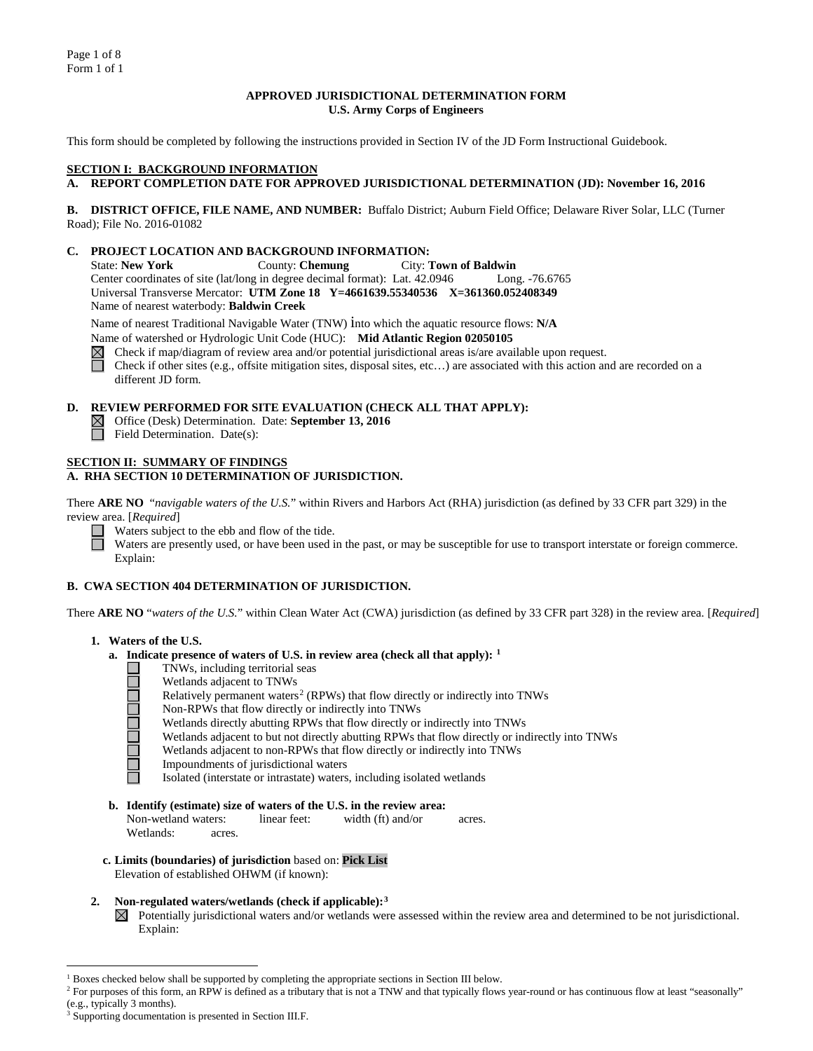Form 1 of 1

**APPROVED JURISDICTIONAL DETERMINATION FORM**
**U.S. Army Corps of Engineers**

This form should be completed by following the instructions provided in Section IV of the JD Form Instructional Guidebook.

## SECTION I: BACKGROUND INFORMATION

**A. REPORT COMPLETION DATE FOR APPROVED JURISDICTIONAL DETERMINATION (JD): November 16, 2016**

**B. DISTRICT OFFICE, FILE NAME, AND NUMBER:** Buffalo District; Auburn Field Office; Delaware River Solar, LLC (Turner Road); File No. 2016-01082

**C. PROJECT LOCATION AND BACKGROUND INFORMATION:**

State: **New York** County: **Chemung** City: **Town of Baldwin**
Center coordinates of site (lat/long in degree decimal format): Lat. 42.0946 Long. -76.6765
Universal Transverse Mercator: **UTM Zone 18 Y=4661639.55340536 X=361360.052408349**
Name of nearest waterbody: **Baldwin Creek**

Name of nearest Traditional Navigable Water (TNW) into which the aquatic resource flows: **N/A**
Name of watershed or Hydrologic Unit Code (HUC): **Mid Atlantic Region 02050105**

- ☒ Check if map/diagram of review area and/or potential jurisdictional areas is/are available upon request.
- ☐ Check if other sites (e.g., offsite mitigation sites, disposal sites, etc…) are associated with this action and are recorded on a different JD form.

**D. REVIEW PERFORMED FOR SITE EVALUATION (CHECK ALL THAT APPLY):**

- ☒ Office (Desk) Determination. Date: **September 13, 2016**
- ☐ Field Determination. Date(s):

## SECTION II: SUMMARY OF FINDINGS

**A. RHA SECTION 10 DETERMINATION OF JURISDICTION.**

There **ARE NO** "*navigable waters of the U.S.*" within Rivers and Harbors Act (RHA) jurisdiction (as defined by 33 CFR part 329) in the review area. [*Required*]

- ☐ Waters subject to the ebb and flow of the tide.
- ☐ Waters are presently used, or have been used in the past, or may be susceptible for use to transport interstate or foreign commerce. Explain:

**B. CWA SECTION 404 DETERMINATION OF JURISDICTION.**

There **ARE NO** "*waters of the U.S.*" within Clean Water Act (CWA) jurisdiction (as defined by 33 CFR part 328) in the review area. [*Required*]

**1. Waters of the U.S.**

**a. Indicate presence of waters of U.S. in review area (check all that apply):** [1]

- ☐ TNWs, including territorial seas
- ☐ Wetlands adjacent to TNWs
- ☐ Relatively permanent waters[2] (RPWs) that flow directly or indirectly into TNWs
- ☐ Non-RPWs that flow directly or indirectly into TNWs
- ☐ Wetlands directly abutting RPWs that flow directly or indirectly into TNWs
- ☐ Wetlands adjacent to but not directly abutting RPWs that flow directly or indirectly into TNWs
- ☐ Wetlands adjacent to non-RPWs that flow directly or indirectly into TNWs
- ☐ Impoundments of jurisdictional waters
- ☐ Isolated (interstate or intrastate) waters, including isolated wetlands

**b. Identify (estimate) size of waters of the U.S. in the review area:**

Non-wetland waters: linear feet: width (ft) and/or acres.
Wetlands: acres.

**c. Limits (boundaries) of jurisdiction** based on: **Pick List**
Elevation of established OHWM (if known):

**2. Non-regulated waters/wetlands (check if applicable):**[3]

- ☒ Potentially jurisdictional waters and/or wetlands were assessed within the review area and determined to be not jurisdictional. Explain:

---

[1] Boxes checked below shall be supported by completing the appropriate sections in Section III below.
[2] For purposes of this form, an RPW is defined as a tributary that is not a TNW and that typically flows year-round or has continuous flow at least "seasonally" (e.g., typically 3 months).
[3] Supporting documentation is presented in Section III.F.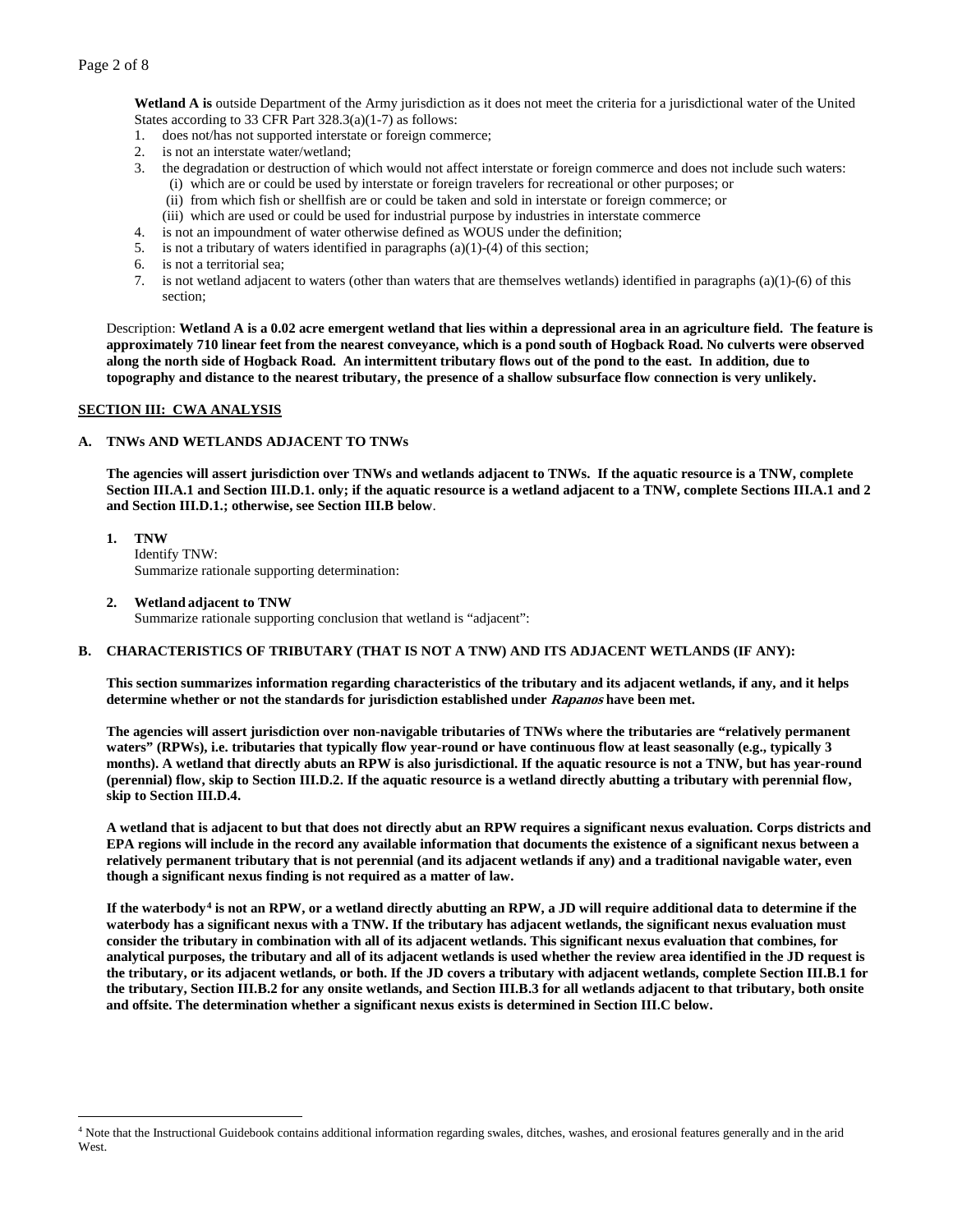**Wetland A is** outside Department of the Army jurisdiction as it does not meet the criteria for a jurisdictional water of the United States according to 33 CFR Part 328.3(a)(1-7) as follows:

1. does not/has not supported interstate or foreign commerce;
2. is not an interstate water/wetland;
3. the degradation or destruction of which would not affect interstate or foreign commerce and does not include such waters:
   - (i) which are or could be used by interstate or foreign travelers for recreational or other purposes; or
   - (ii) from which fish or shellfish are or could be taken and sold in interstate or foreign commerce; or
   - (iii) which are used or could be used for industrial purpose by industries in interstate commerce
4. is not an impoundment of water otherwise defined as WOUS under the definition;
5. is not a tributary of waters identified in paragraphs (a)(1)-(4) of this section;
6. is not a territorial sea;
7. is not wetland adjacent to waters (other than waters that are themselves wetlands) identified in paragraphs (a)(1)-(6) of this section;

Description: **Wetland A is a 0.02 acre emergent wetland that lies within a depressional area in an agriculture field. The feature is approximately 710 linear feet from the nearest conveyance, which is a pond south of Hogback Road. No culverts were observed along the north side of Hogback Road. An intermittent tributary flows out of the pond to the east. In addition, due to topography and distance to the nearest tributary, the presence of a shallow subsurface flow connection is very unlikely.**

## SECTION III: CWA ANALYSIS

### A. TNWs AND WETLANDS ADJACENT TO TNWs

**The agencies will assert jurisdiction over TNWs and wetlands adjacent to TNWs. If the aquatic resource is a TNW, complete Section III.A.1 and Section III.D.1. only; if the aquatic resource is a wetland adjacent to a TNW, complete Sections III.A.1 and 2 and Section III.D.1.; otherwise, see Section III.B below**.

**1. TNW**

Identify TNW:

Summarize rationale supporting determination:

**2. Wetland adjacent to TNW**

Summarize rationale supporting conclusion that wetland is "adjacent":

### B. CHARACTERISTICS OF TRIBUTARY (THAT IS NOT A TNW) AND ITS ADJACENT WETLANDS (IF ANY):

**This section summarizes information regarding characteristics of the tributary and its adjacent wetlands, if any, and it helps determine whether or not the standards for jurisdiction established under *Rapanos* have been met.**

**The agencies will assert jurisdiction over non-navigable tributaries of TNWs where the tributaries are "relatively permanent waters" (RPWs), i.e. tributaries that typically flow year-round or have continuous flow at least seasonally (e.g., typically 3 months). A wetland that directly abuts an RPW is also jurisdictional. If the aquatic resource is not a TNW, but has year-round (perennial) flow, skip to Section III.D.2. If the aquatic resource is a wetland directly abutting a tributary with perennial flow, skip to Section III.D.4.**

**A wetland that is adjacent to but that does not directly abut an RPW requires a significant nexus evaluation. Corps districts and EPA regions will include in the record any available information that documents the existence of a significant nexus between a relatively permanent tributary that is not perennial (and its adjacent wetlands if any) and a traditional navigable water, even though a significant nexus finding is not required as a matter of law.**

**If the waterbody[4] is not an RPW, or a wetland directly abutting an RPW, a JD will require additional data to determine if the waterbody has a significant nexus with a TNW. If the tributary has adjacent wetlands, the significant nexus evaluation must consider the tributary in combination with all of its adjacent wetlands. This significant nexus evaluation that combines, for analytical purposes, the tributary and all of its adjacent wetlands is used whether the review area identified in the JD request is the tributary, or its adjacent wetlands, or both. If the JD covers a tributary with adjacent wetlands, complete Section III.B.1 for the tributary, Section III.B.2 for any onsite wetlands, and Section III.B.3 for all wetlands adjacent to that tributary, both onsite and offsite. The determination whether a significant nexus exists is determined in Section III.C below.**

---

[4] Note that the Instructional Guidebook contains additional information regarding swales, ditches, washes, and erosional features generally and in the arid West.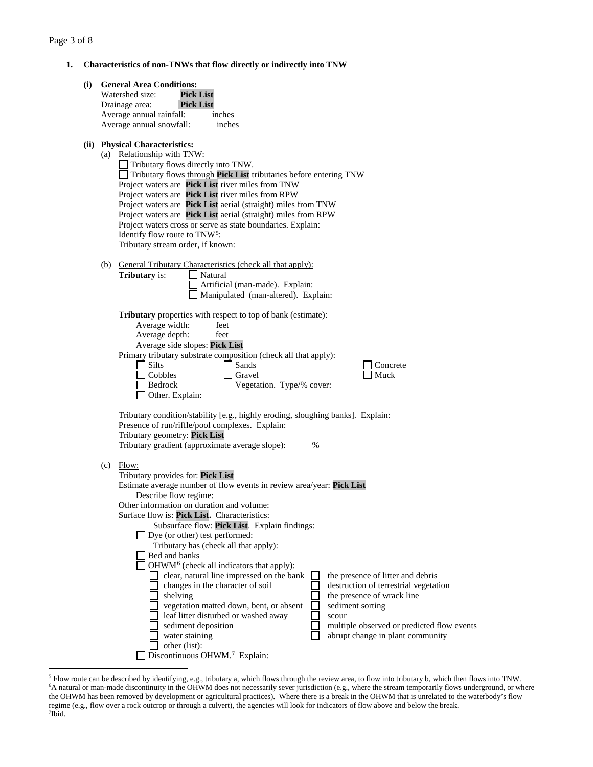**1. Characteristics of non-TNWs that flow directly or indirectly into TNW**

**(i) General Area Conditions:**

Watershed size: **Pick List**
Drainage area: **Pick List**
Average annual rainfall: inches
Average annual snowfall: inches

**(ii) Physical Characteristics:**

(a) Relationship with TNW:

☐ Tributary flows directly into TNW.
☐ Tributary flows through **Pick List** tributaries before entering TNW
Project waters are **Pick List** river miles from TNW
Project waters are **Pick List** river miles from RPW
Project waters are **Pick List** aerial (straight) miles from TNW
Project waters are **Pick List** aerial (straight) miles from RPW
Project waters cross or serve as state boundaries. Explain:
Identify flow route to TNW[5]:
Tributary stream order, if known:

(b) General Tributary Characteristics (check all that apply):

**Tributary** is:
☐ Natural
☐ Artificial (man-made). Explain:
☐ Manipulated (man-altered). Explain:

**Tributary** properties with respect to top of bank (estimate):
Average width: feet
Average depth: feet
Average side slopes: **Pick List**

Primary tributary substrate composition (check all that apply):
☐ Silts
☐ Sands
☐ Concrete
☐ Cobbles
☐ Gravel
☐ Muck
☐ Bedrock
☐ Vegetation. Type/% cover:
☐ Other. Explain:

Tributary condition/stability [e.g., highly eroding, sloughing banks]. Explain:
Presence of run/riffle/pool complexes. Explain:
Tributary geometry: **Pick List**
Tributary gradient (approximate average slope): %

(c) Flow:

Tributary provides for: **Pick List**
Estimate average number of flow events in review area/year: **Pick List**
Describe flow regime:
Other information on duration and volume:
Surface flow is: **Pick List.** Characteristics:
Subsurface flow: **Pick List**. Explain findings:
☐ Dye (or other) test performed:

Tributary has (check all that apply):
☐ Bed and banks
☐ OHWM[6] (check all indicators that apply):
- ☐ clear, natural line impressed on the bank
- ☐ the presence of litter and debris
- ☐ changes in the character of soil
- ☐ destruction of terrestrial vegetation
- ☐ shelving
- ☐ the presence of wrack line
- ☐ vegetation matted down, bent, or absent
- ☐ sediment sorting
- ☐ leaf litter disturbed or washed away
- ☐ scour
- ☐ sediment deposition
- ☐ multiple observed or predicted flow events
- ☐ water staining
- ☐ abrupt change in plant community
- ☐ other (list):

☐ Discontinuous OHWM.[7] Explain:

---

[5] Flow route can be described by identifying, e.g., tributary a, which flows through the review area, to flow into tributary b, which then flows into TNW.
[6] A natural or man-made discontinuity in the OHWM does not necessarily sever jurisdiction (e.g., where the stream temporarily flows underground, or where the OHWM has been removed by development or agricultural practices). Where there is a break in the OHWM that is unrelated to the waterbody's flow regime (e.g., flow over a rock outcrop or through a culvert), the agencies will look for indicators of flow above and below the break.
[7] Ibid.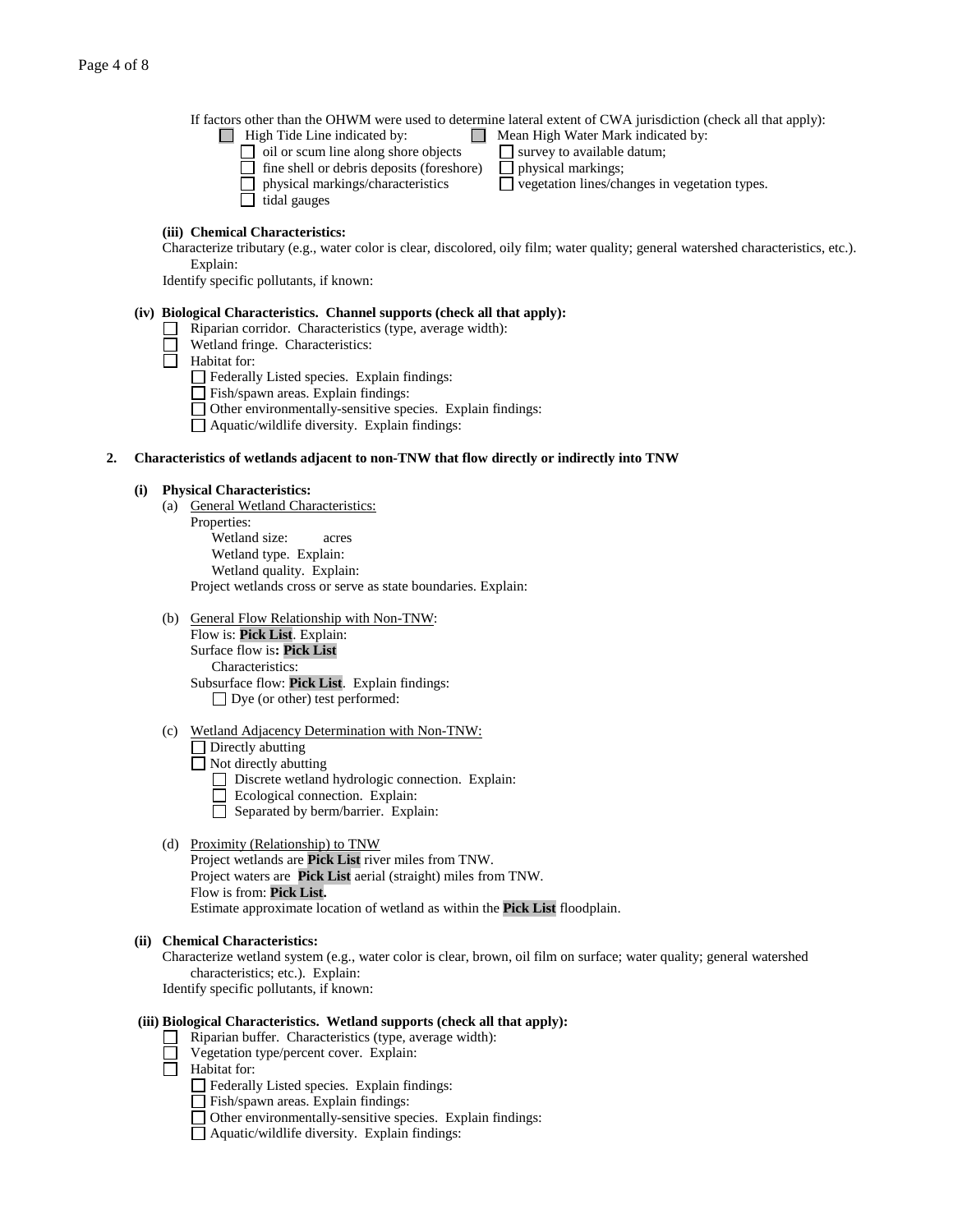If factors other than the OHWM were used to determine lateral extent of CWA jurisdiction (check all that apply):

- ☐ High Tide Line indicated by:
  - ☐ oil or scum line along shore objects
  - ☐ fine shell or debris deposits (foreshore)
  - ☐ physical markings/characteristics
  - ☐ tidal gauges
- ☐ Mean High Water Mark indicated by:
  - ☐ survey to available datum;
  - ☐ physical markings;
  - ☐ vegetation lines/changes in vegetation types.

**(iii) Chemical Characteristics:**

Characterize tributary (e.g., water color is clear, discolored, oily film; water quality; general watershed characteristics, etc.). Explain:

Identify specific pollutants, if known:

**(iv) Biological Characteristics. Channel supports (check all that apply):**

- ☐ Riparian corridor. Characteristics (type, average width):
- ☐ Wetland fringe. Characteristics:
- ☐ Habitat for:
  - ☐ Federally Listed species. Explain findings:
  - ☐ Fish/spawn areas. Explain findings:
  - ☐ Other environmentally-sensitive species. Explain findings:
  - ☐ Aquatic/wildlife diversity. Explain findings:

**2. Characteristics of wetlands adjacent to non-TNW that flow directly or indirectly into TNW**

**(i) Physical Characteristics:**

(a) General Wetland Characteristics:

Properties:

Wetland size: acres

Wetland type. Explain:

Wetland quality. Explain:

Project wetlands cross or serve as state boundaries. Explain:

(b) General Flow Relationship with Non-TNW:

Flow is: **Pick List**. Explain:

Surface flow is**: Pick List**

Characteristics:

Subsurface flow: **Pick List**. Explain findings:

- ☐ Dye (or other) test performed:

(c) Wetland Adjacency Determination with Non-TNW:

- ☐ Directly abutting
- ☐ Not directly abutting
  - ☐ Discrete wetland hydrologic connection. Explain:
  - ☐ Ecological connection. Explain:
  - ☐ Separated by berm/barrier. Explain:

(d) Proximity (Relationship) to TNW

Project wetlands are **Pick List** river miles from TNW.

Project waters are **Pick List** aerial (straight) miles from TNW.

Flow is from: **Pick List.**

Estimate approximate location of wetland as within the **Pick List** floodplain.

**(ii) Chemical Characteristics:**

Characterize wetland system (e.g., water color is clear, brown, oil film on surface; water quality; general watershed characteristics; etc.). Explain:

Identify specific pollutants, if known:

**(iii) Biological Characteristics. Wetland supports (check all that apply):**

- ☐ Riparian buffer. Characteristics (type, average width):
- ☐ Vegetation type/percent cover. Explain:
- ☐ Habitat for:
  - ☐ Federally Listed species. Explain findings:
  - ☐ Fish/spawn areas. Explain findings:
  - ☐ Other environmentally-sensitive species. Explain findings:
  - ☐ Aquatic/wildlife diversity. Explain findings: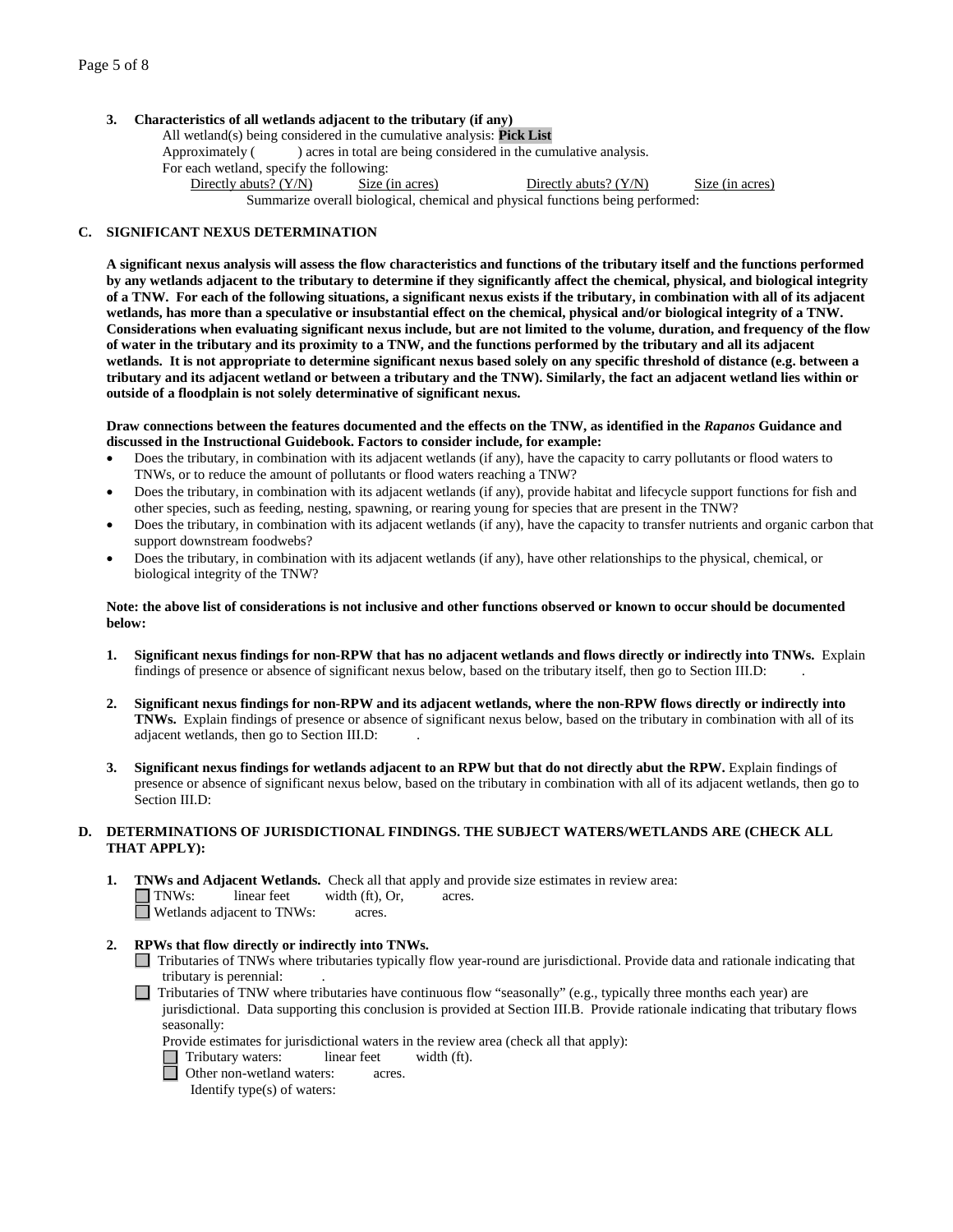**3. Characteristics of all wetlands adjacent to the tributary (if any)**

All wetland(s) being considered in the cumulative analysis: **Pick List**

Approximately ( ) acres in total are being considered in the cumulative analysis.

For each wetland, specify the following:

| Directly abuts? (Y/N) | Size (in acres) | Directly abuts? (Y/N) | Size (in acres) |
|---|---|---|---|

Summarize overall biological, chemical and physical functions being performed:

## C. SIGNIFICANT NEXUS DETERMINATION

**A significant nexus analysis will assess the flow characteristics and functions of the tributary itself and the functions performed by any wetlands adjacent to the tributary to determine if they significantly affect the chemical, physical, and biological integrity of a TNW. For each of the following situations, a significant nexus exists if the tributary, in combination with all of its adjacent wetlands, has more than a speculative or insubstantial effect on the chemical, physical and/or biological integrity of a TNW. Considerations when evaluating significant nexus include, but are not limited to the volume, duration, and frequency of the flow of water in the tributary and its proximity to a TNW, and the functions performed by the tributary and all its adjacent wetlands. It is not appropriate to determine significant nexus based solely on any specific threshold of distance (e.g. between a tributary and its adjacent wetland or between a tributary and the TNW). Similarly, the fact an adjacent wetland lies within or outside of a floodplain is not solely determinative of significant nexus.**

**Draw connections between the features documented and the effects on the TNW, as identified in the *Rapanos* Guidance and discussed in the Instructional Guidebook. Factors to consider include, for example:**

- Does the tributary, in combination with its adjacent wetlands (if any), have the capacity to carry pollutants or flood waters to TNWs, or to reduce the amount of pollutants or flood waters reaching a TNW?
- Does the tributary, in combination with its adjacent wetlands (if any), provide habitat and lifecycle support functions for fish and other species, such as feeding, nesting, spawning, or rearing young for species that are present in the TNW?
- Does the tributary, in combination with its adjacent wetlands (if any), have the capacity to transfer nutrients and organic carbon that support downstream foodwebs?
- Does the tributary, in combination with its adjacent wetlands (if any), have other relationships to the physical, chemical, or biological integrity of the TNW?

**Note: the above list of considerations is not inclusive and other functions observed or known to occur should be documented below:**

1. **Significant nexus findings for non-RPW that has no adjacent wetlands and flows directly or indirectly into TNWs.** Explain findings of presence or absence of significant nexus below, based on the tributary itself, then go to Section III.D: .

2. **Significant nexus findings for non-RPW and its adjacent wetlands, where the non-RPW flows directly or indirectly into TNWs.** Explain findings of presence or absence of significant nexus below, based on the tributary in combination with all of its adjacent wetlands, then go to Section III.D: .

3. **Significant nexus findings for wetlands adjacent to an RPW but that do not directly abut the RPW.** Explain findings of presence or absence of significant nexus below, based on the tributary in combination with all of its adjacent wetlands, then go to Section III.D:

## D. DETERMINATIONS OF JURISDICTIONAL FINDINGS. THE SUBJECT WATERS/WETLANDS ARE (CHECK ALL THAT APPLY):

1. **TNWs and Adjacent Wetlands.** Check all that apply and provide size estimates in review area:
   - ☐ TNWs: linear feet width (ft), Or, acres.
   - ☐ Wetlands adjacent to TNWs: acres.

2. **RPWs that flow directly or indirectly into TNWs.**
   - ☐ Tributaries of TNWs where tributaries typically flow year-round are jurisdictional. Provide data and rationale indicating that tributary is perennial: .
   - ☐ Tributaries of TNW where tributaries have continuous flow "seasonally" (e.g., typically three months each year) are jurisdictional. Data supporting this conclusion is provided at Section III.B. Provide rationale indicating that tributary flows seasonally:

   Provide estimates for jurisdictional waters in the review area (check all that apply):
   - ☐ Tributary waters: linear feet width (ft).
   - ☐ Other non-wetland waters: acres.

     Identify type(s) of waters: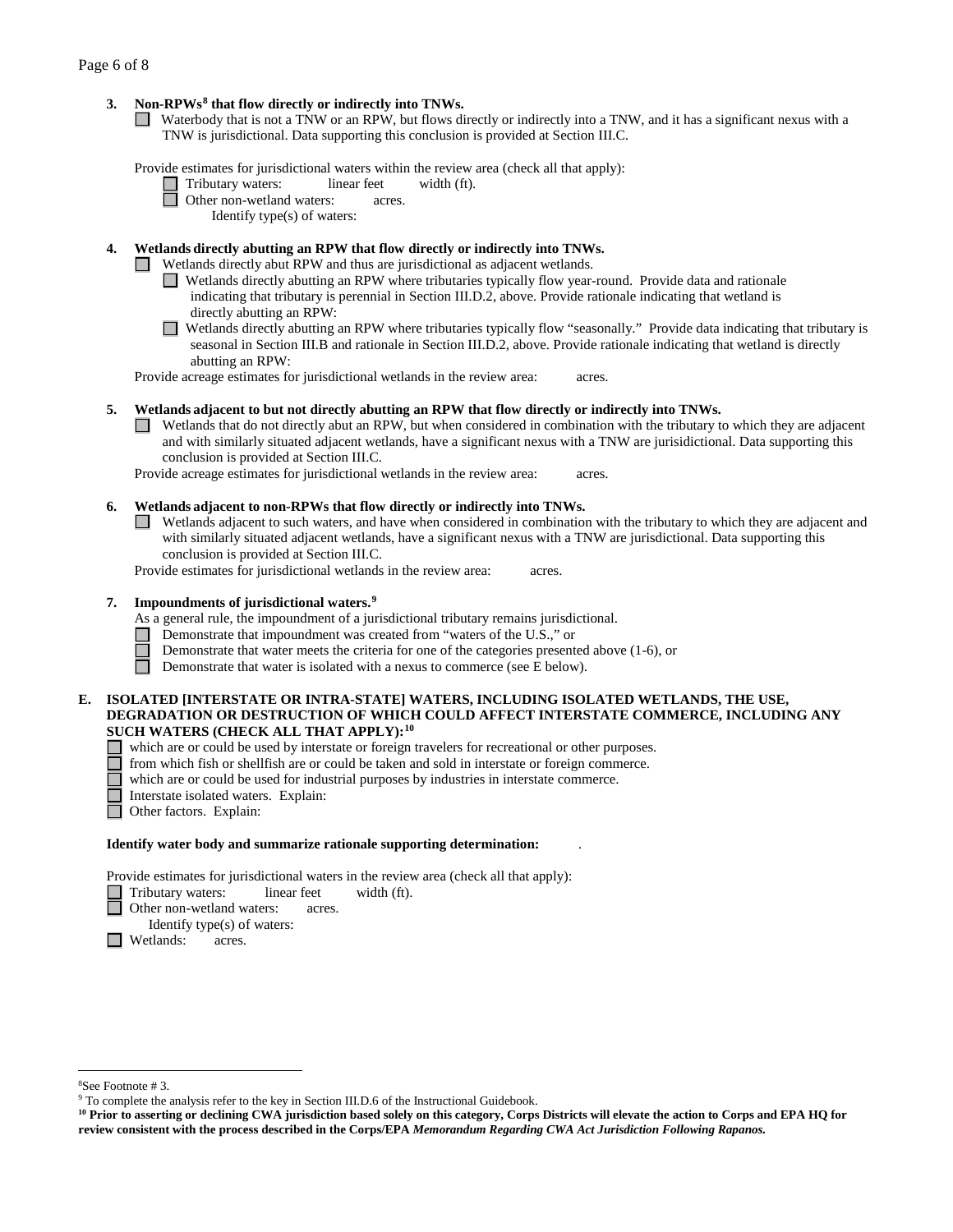**3. Non-RPWs[8] that flow directly or indirectly into TNWs.**

☐ Waterbody that is not a TNW or an RPW, but flows directly or indirectly into a TNW, and it has a significant nexus with a TNW is jurisdictional. Data supporting this conclusion is provided at Section III.C.

Provide estimates for jurisdictional waters within the review area (check all that apply):

- ☐ Tributary waters: linear feet width (ft).
- ☐ Other non-wetland waters: acres.
  - Identify type(s) of waters:

**4. Wetlands directly abutting an RPW that flow directly or indirectly into TNWs.**

☐ Wetlands directly abut RPW and thus are jurisdictional as adjacent wetlands.

- ☐ Wetlands directly abutting an RPW where tributaries typically flow year-round. Provide data and rationale indicating that tributary is perennial in Section III.D.2, above. Provide rationale indicating that wetland is directly abutting an RPW:
- ☐ Wetlands directly abutting an RPW where tributaries typically flow "seasonally." Provide data indicating that tributary is seasonal in Section III.B and rationale in Section III.D.2, above. Provide rationale indicating that wetland is directly abutting an RPW:

Provide acreage estimates for jurisdictional wetlands in the review area: acres.

**5. Wetlands adjacent to but not directly abutting an RPW that flow directly or indirectly into TNWs.**

☐ Wetlands that do not directly abut an RPW, but when considered in combination with the tributary to which they are adjacent and with similarly situated adjacent wetlands, have a significant nexus with a TNW are jurisidictional. Data supporting this conclusion is provided at Section III.C.

Provide acreage estimates for jurisdictional wetlands in the review area: acres.

**6. Wetlands adjacent to non-RPWs that flow directly or indirectly into TNWs.**

☐ Wetlands adjacent to such waters, and have when considered in combination with the tributary to which they are adjacent and with similarly situated adjacent wetlands, have a significant nexus with a TNW are jurisdictional. Data supporting this conclusion is provided at Section III.C.

Provide estimates for jurisdictional wetlands in the review area: acres.

**7. Impoundments of jurisdictional waters.[9]**

As a general rule, the impoundment of a jurisdictional tributary remains jurisdictional.

- ☐ Demonstrate that impoundment was created from "waters of the U.S.," or
- ☐ Demonstrate that water meets the criteria for one of the categories presented above (1-6), or
- ☐ Demonstrate that water is isolated with a nexus to commerce (see E below).

**E. ISOLATED [INTERSTATE OR INTRA-STATE] WATERS, INCLUDING ISOLATED WETLANDS, THE USE, DEGRADATION OR DESTRUCTION OF WHICH COULD AFFECT INTERSTATE COMMERCE, INCLUDING ANY SUCH WATERS (CHECK ALL THAT APPLY):[10]**

- ☐ which are or could be used by interstate or foreign travelers for recreational or other purposes.
- ☐ from which fish or shellfish are or could be taken and sold in interstate or foreign commerce.
- ☐ which are or could be used for industrial purposes by industries in interstate commerce.
- ☐ Interstate isolated waters. Explain:
- ☐ Other factors. Explain:

**Identify water body and summarize rationale supporting determination:** .

Provide estimates for jurisdictional waters in the review area (check all that apply):

- ☐ Tributary waters: linear feet width (ft).
- ☐ Other non-wetland waters: acres.
  - Identify type(s) of waters:
- ☐ Wetlands: acres.

---

[8]See Footnote # 3.

[9] To complete the analysis refer to the key in Section III.D.6 of the Instructional Guidebook.

**[10] Prior to asserting or declining CWA jurisdiction based solely on this category, Corps Districts will elevate the action to Corps and EPA HQ for review consistent with the process described in the Corps/EPA *Memorandum Regarding CWA Act Jurisdiction Following Rapanos.***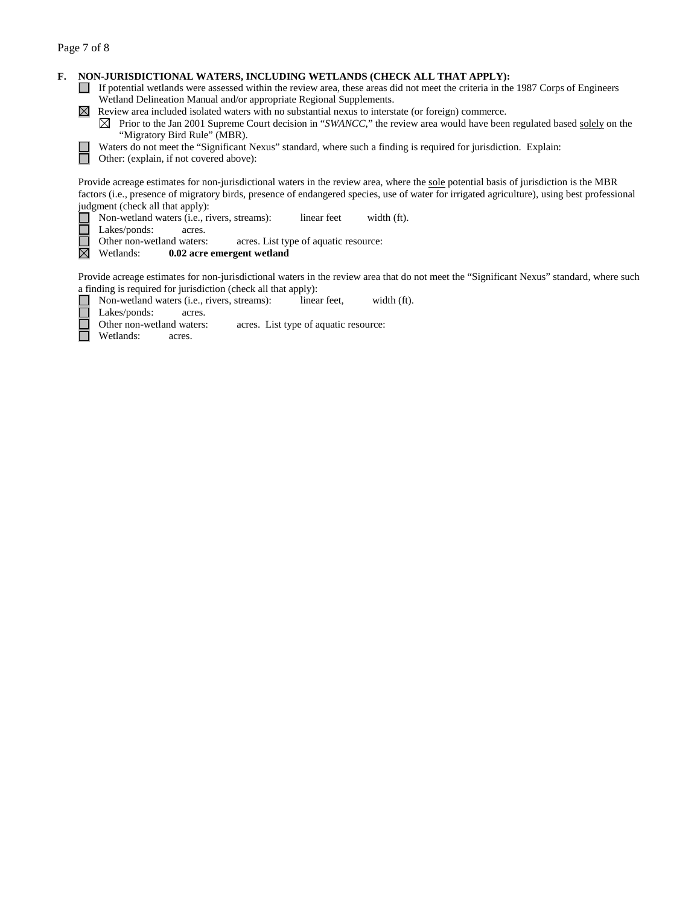**F. NON-JURISDICTIONAL WATERS, INCLUDING WETLANDS (CHECK ALL THAT APPLY):**

- ☐ If potential wetlands were assessed within the review area, these areas did not meet the criteria in the 1987 Corps of Engineers Wetland Delineation Manual and/or appropriate Regional Supplements.
- ☒ Review area included isolated waters with no substantial nexus to interstate (or foreign) commerce.
  - ☒ Prior to the Jan 2001 Supreme Court decision in "*SWANCC*," the review area would have been regulated based <u>solely</u> on the "Migratory Bird Rule" (MBR).
- ☐ Waters do not meet the "Significant Nexus" standard, where such a finding is required for jurisdiction. Explain:
- ☐ Other: (explain, if not covered above):

Provide acreage estimates for non-jurisdictional waters in the review area, where the <u>sole</u> potential basis of jurisdiction is the MBR factors (i.e., presence of migratory birds, presence of endangered species, use of water for irrigated agriculture), using best professional judgment (check all that apply):

- ☐ Non-wetland waters (i.e., rivers, streams): linear feet width (ft).
- ☐ Lakes/ponds: acres.
- ☐ Other non-wetland waters: acres. List type of aquatic resource:
- ☒ Wetlands: **0.02 acre emergent wetland**

Provide acreage estimates for non-jurisdictional waters in the review area that do not meet the "Significant Nexus" standard, where such a finding is required for jurisdiction (check all that apply):

- ☐ Non-wetland waters (i.e., rivers, streams): linear feet, width (ft).
- ☐ Lakes/ponds: acres.
- ☐ Other non-wetland waters: acres. List type of aquatic resource:
- ☐ Wetlands: acres.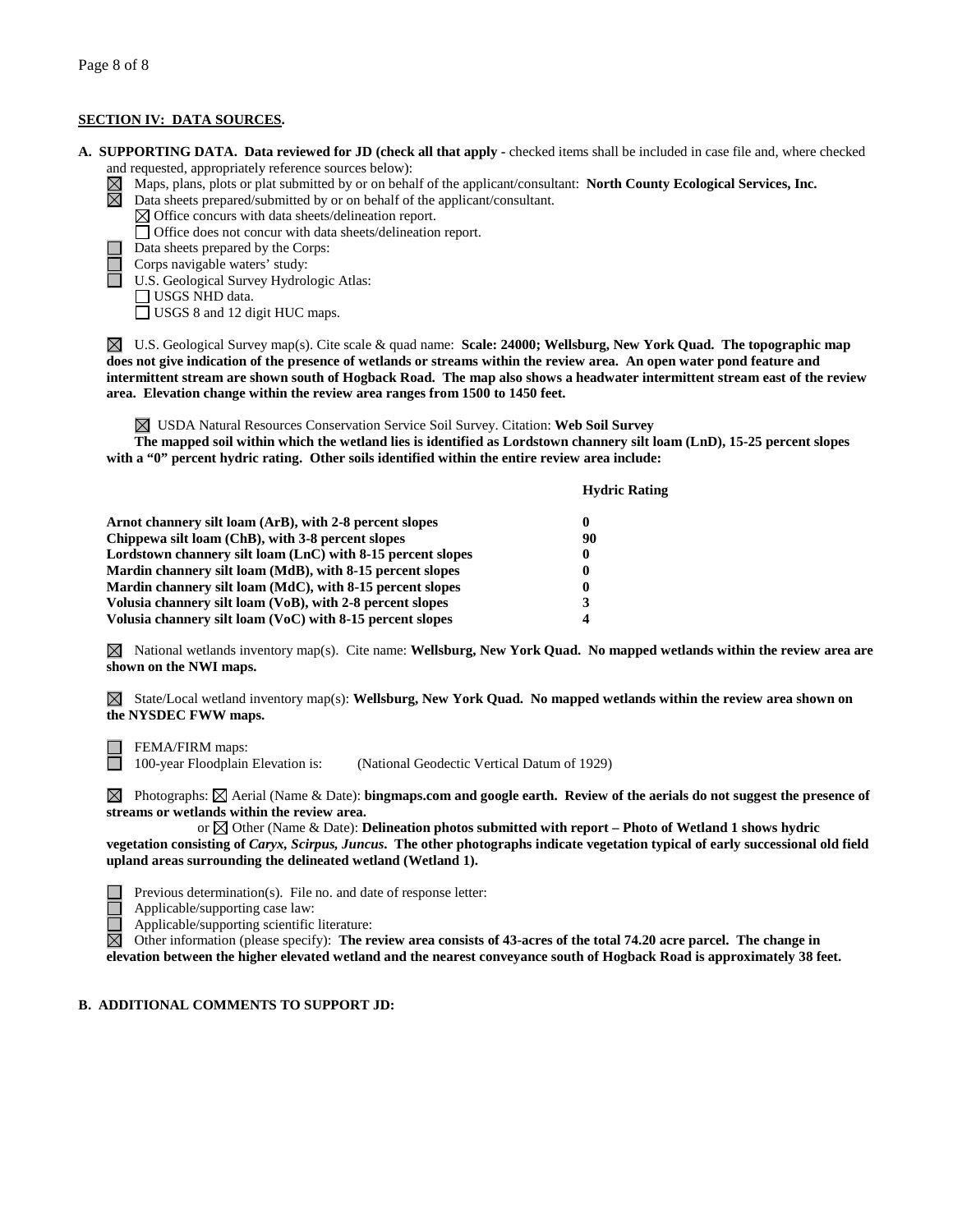**SECTION IV: DATA SOURCES.**

**A. SUPPORTING DATA. Data reviewed for JD (check all that apply** - checked items shall be included in case file and, where checked and requested, appropriately reference sources below):

- ☒ Maps, plans, plots or plat submitted by or on behalf of the applicant/consultant: **North County Ecological Services, Inc.**
- ☒ Data sheets prepared/submitted by or on behalf of the applicant/consultant.
  - ☒ Office concurs with data sheets/delineation report.
  - ☐ Office does not concur with data sheets/delineation report.
- ☐ Data sheets prepared by the Corps:
- ☐ Corps navigable waters' study:
- ☐ U.S. Geological Survey Hydrologic Atlas:
  - ☐ USGS NHD data.
  - ☐ USGS 8 and 12 digit HUC maps.

☒ U.S. Geological Survey map(s). Cite scale & quad name: **Scale: 24000; Wellsburg, New York Quad. The topographic map does not give indication of the presence of wetlands or streams within the review area. An open water pond feature and intermittent stream are shown south of Hogback Road. The map also shows a headwater intermittent stream east of the review area. Elevation change within the review area ranges from 1500 to 1450 feet.**

☒ USDA Natural Resources Conservation Service Soil Survey. Citation: **Web Soil Survey**
**The mapped soil within which the wetland lies is identified as Lordstown channery silt loam (LnD), 15-25 percent slopes with a "0" percent hydric rating. Other soils identified within the entire review area include:**

| | **Hydric Rating** |
|---|---|
| **Arnot channery silt loam (ArB), with 2-8 percent slopes** | **0** |
| **Chippewa silt loam (ChB), with 3-8 percent slopes** | **90** |
| **Lordstown channery silt loam (LnC) with 8-15 percent slopes** | **0** |
| **Mardin channery silt loam (MdB), with 8-15 percent slopes** | **0** |
| **Mardin channery silt loam (MdC), with 8-15 percent slopes** | **0** |
| **Volusia channery silt loam (VoB), with 2-8 percent slopes** | **3** |
| **Volusia channery silt loam (VoC) with 8-15 percent slopes** | **4** |

☒ National wetlands inventory map(s). Cite name: **Wellsburg, New York Quad. No mapped wetlands within the review area are shown on the NWI maps.**

☒ State/Local wetland inventory map(s): **Wellsburg, New York Quad. No mapped wetlands within the review area shown on the NYSDEC FWW maps.**

☐ FEMA/FIRM maps:
☐ 100-year Floodplain Elevation is: (National Geodectic Vertical Datum of 1929)

☒ Photographs: ☒ Aerial (Name & Date): **bingmaps.com and google earth. Review of the aerials do not suggest the presence of streams or wetlands within the review area.**
or ☒ Other (Name & Date): **Delineation photos submitted with report – Photo of Wetland 1 shows hydric vegetation consisting of *Caryx, Scirpus, Juncus*. The other photographs indicate vegetation typical of early successional old field upland areas surrounding the delineated wetland (Wetland 1).**

- ☐ Previous determination(s). File no. and date of response letter:
- ☐ Applicable/supporting case law:
- ☐ Applicable/supporting scientific literature:
- ☒ Other information (please specify): **The review area consists of 43-acres of the total 74.20 acre parcel. The change in elevation between the higher elevated wetland and the nearest conveyance south of Hogback Road is approximately 38 feet.**

**B. ADDITIONAL COMMENTS TO SUPPORT JD:**